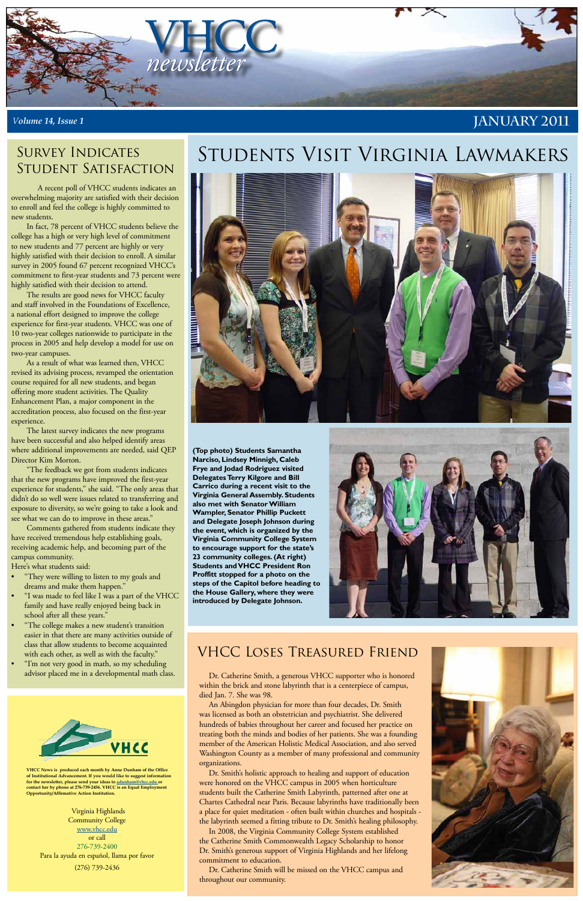# VHCC newsletter

*Volume 14, Issue 1* JANUARY 2011

## Survey Indicates Student Satisfaction

A recent poll of VHCC students indicates an overwhelming majority are satisfied with their decision to enroll and feel the college is highly committed to new students.

In fact, 78 percent of VHCC students believe the college has a high or very high level of commitment to new students and 77 percent are highly or very highly satisfied with their decision to enroll. A similar survey in 2005 found 67 percent recognized VHCC's commitment to first-year students and 73 percent were highly satisfied with their decision to attend.

The results are good news for VHCC faculty and staff involved in the Foundations of Excellence, a national effort designed to improve the college experience for first-year students. VHCC was one of 10 two-year colleges nationwide to participate in the process in 2005 and help develop a model for use on two-year campuses.

As a result of what was learned then, VHCC revised its advising process, revamped the orientation course required for all new students, and began offering more student activities. The Quality Enhancement Plan, a major component in the accreditation process, also focused on the first-year experience.

The latest survey indicates the new programs have been successful and also helped identify areas where additional improvements are needed, said QEP Director Kim Morton.

"The feedback we got from students indicates that the new programs have improved the first-year experience for students," she said. "The only areas that didn't do so well were issues related to transferring and exposure to diversity, so we're going to take a look and see what we can do to improve in these areas."

Comments gathered from students indicate they have received tremendous help establishing goals, receiving academic help, and becoming part of the campus community.

Here's what students said:

- "They were willing to listen to my goals and dreams and make them happen."
- "I was made to feel like I was a part of the VHCC family and have really enjoyed being back in school after all these years."
- "The college makes a new student's transition easier in that there are many activities outside of class that allow students to become acquainted with each other, as well as with the faculty."
- "I'm not very good in math, so my scheduling advisor placed me in a developmental math class.

## Students Visit Virginia Lawmakers

**(Top photo) Students Samantha Narciso, Lindsey Minnigh, Caleb Frye and Jodad Rodriguez visited Delegates Terry Kilgore and Bill Carrico during a recent visit to the Virginia General Assembly. Students also met with Senator William Wampler, Senator Phillip Puckett and Delegate Joseph Johnson during the event, which is organized by the Virginia Community College System to encourage support for the state's 23 community colleges. (At right) Students and VHCC President Ron Proffitt stopped for a photo on the steps of the Capitol before heading to the House Gallery, where they were introduced by Delegate Johnson.**

## VHCC Loses Treasured Friend

Dr. Catherine Smith, a generous VHCC supporter who is honored within the brick and stone labyrinth that is a centerpiece of campus, died Jan. 7. She was 98.

An Abingdon physician for more than four decades, Dr. Smith was licensed as both an obstetrician and psychiatrist. She delivered hundreds of babies throughout her career and focused her practice on treating both the minds and bodies of her patients. She was a founding member of the American Holistic Medical Association, and also served Washington County as a member of many professional and community organizations.

Dr. Smith's holistic approach to healing and support of education were honored on the VHCC campus in 2005 when horticulture students built the Catherine Smith Labyrinth, patterned after one at Chartes Cathedral near Paris. Because labyrinths have traditionally been a place for quiet meditation - often built within churches and hospitals - the labyrinth seemed a fitting tribute to Dr. Smith's healing philosophy.

In 2008, the Virginia Community College System established the Catherine Smith Commonwealth Legacy Scholarship to honor Dr. Smith's generous support of Virginia Highlands and her lifelong commitment to education.

Dr. Catherine Smith will be missed on the VHCC campus and throughout our community.

---

VHCC

**VHCC News is produced each month by Anne Dunham of the Office of Institutional Advancement. If you would like to suggest information for the newsletter, please send your ideas to adunham@vhcc.edu or contact her by phone at 276-739-2456. VHCC is an Equal Employment Opportunity/Affirmative Action Institution.**

Virginia Highlands
Community College
www.vhcc.edu
or call
276-739-2400
Para la ayuda en español, llama por favor
(276) 739-2436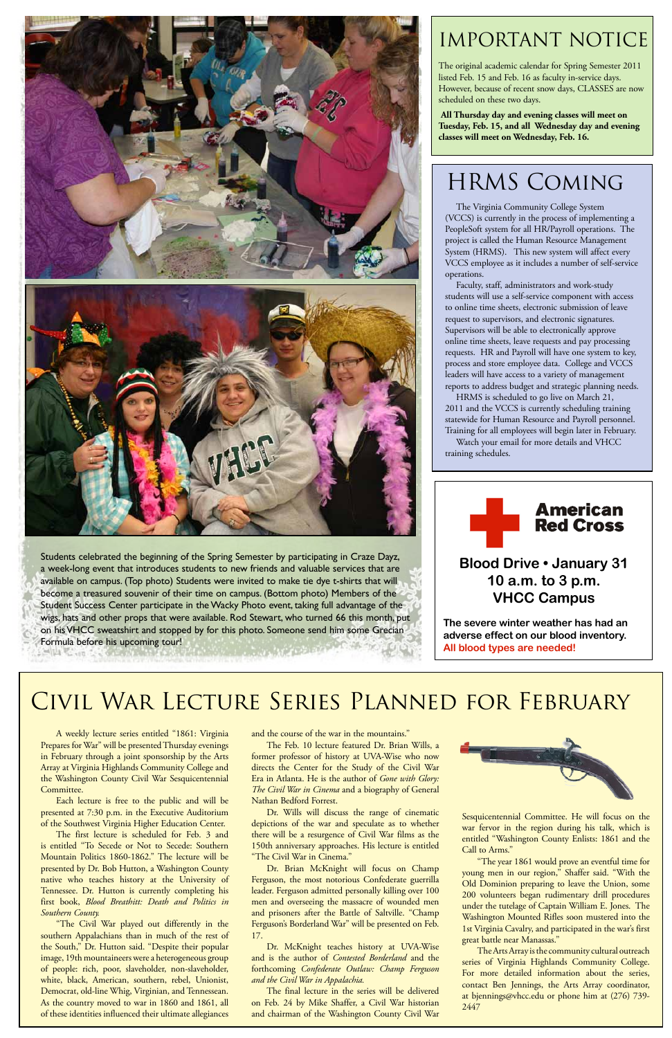Students celebrated the beginning of the Spring Semester by participating in Craze Dayz, a week-long event that introduces students to new friends and valuable services that are available on campus. (Top photo) Students were invited to make tie dye t-shirts that will become a treasured souvenir of their time on campus. (Bottom photo) Members of the Student Success Center participate in the Wacky Photo event, taking full advantage of the wigs, hats and other props that were available. Rod Stewart, who turned 66 this month, put on his VHCC sweatshirt and stopped by for this photo. Someone send him some Grecian Formula before his upcoming tour!

# Important Notice

The original academic calendar for Spring Semester 2011 listed Feb. 15 and Feb. 16 as faculty in-service days. However, because of recent snow days, CLASSES are now scheduled on these two days.

**All Thursday day and evening classes will meet on Tuesday, Feb. 15, and all Wednesday day and evening classes will meet on Wednesday, Feb. 16.**

# HRMS Coming

The Virginia Community College System (VCCS) is currently in the process of implementing a PeopleSoft system for all HR/Payroll operations. The project is called the Human Resource Management System (HRMS). This new system will affect every VCCS employee as it includes a number of self-service operations.

Faculty, staff, administrators and work-study students will use a self-service component with access to online time sheets, electronic submission of leave request to supervisors, and electronic signatures. Supervisors will be able to electronically approve online time sheets, leave requests and pay processing requests. HR and Payroll will have one system to key, process and store employee data. College and VCCS leaders will have access to a variety of management reports to address budget and strategic planning needs.

HRMS is scheduled to go live on March 21, 2011 and the VCCS is currently scheduling training statewide for Human Resource and Payroll personnel. Training for all employees will begin later in February.

Watch your email for more details and VHCC training schedules.

**American Red Cross**

**Blood Drive • January 31**
**10 a.m. to 3 p.m.**
**VHCC Campus**

**The severe winter weather has had an adverse effect on our blood inventory. All blood types are needed!**

# Civil War Lecture Series Planned for February

A weekly lecture series entitled "1861: Virginia Prepares for War" will be presented Thursday evenings in February through a joint sponsorship by the Arts Array at Virginia Highlands Community College and the Washington County Civil War Sesquicentennial Committee.

Each lecture is free to the public and will be presented at 7:30 p.m. in the Executive Auditorium of the Southwest Virginia Higher Education Center.

The first lecture is scheduled for Feb. 3 and is entitled "To Secede or Not to Secede: Southern Mountain Politics 1860-1862." The lecture will be presented by Dr. Bob Hutton, a Washington County native who teaches history at the University of Tennessee. Dr. Hutton is currently completing his first book, *Blood Breathitt: Death and Politics in Southern County.*

"The Civil War played out differently in the southern Appalachians than in much of the rest of the South," Dr. Hutton said. "Despite their popular image, 19th mountaineers were a heterogeneous group of people: rich, poor, slaveholder, non-slaveholder, white, black, American, southern, rebel, Unionist, Democrat, old-line Whig, Virginian, and Tennessean. As the country moved to war in 1860 and 1861, all of these identities influenced their ultimate allegiances and the course of the war in the mountains."

The Feb. 10 lecture featured Dr. Brian Wills, a former professor of history at UVA-Wise who now directs the Center for the Study of the Civil War Era in Atlanta. He is the author of *Gone with Glory: The Civil War in Cinema* and a biography of General Nathan Bedford Forrest.

Dr. Wills will discuss the range of cinematic depictions of the war and speculate as to whether there will be a resurgence of Civil War films as the 150th anniversary approaches. His lecture is entitled "The Civil War in Cinema."

Dr. Brian McKnight will focus on Champ Ferguson, the most notorious Confederate guerrilla leader. Ferguson admitted personally killing over 100 men and overseeing the massacre of wounded men and prisoners after the Battle of Saltville. "Champ Ferguson's Borderland War" will be presented on Feb. 17.

Dr. McKnight teaches history at UVA-Wise and is the author of *Contested Borderland* and the forthcoming *Confederate Outlaw: Champ Ferguson and the Civil War in Appalachia.*

The final lecture in the series will be delivered on Feb. 24 by Mike Shaffer, a Civil War historian and chairman of the Washington County Civil War Sesquicentennial Committee. He will focus on the war fervor in the region during his talk, which is entitled "Washington County Enlists: 1861 and the Call to Arms."

"The year 1861 would prove an eventful time for young men in our region," Shaffer said. "With the Old Dominion preparing to leave the Union, some 200 volunteers began rudimentary drill procedures under the tutelage of Captain William E. Jones. The Washington Mounted Rifles soon mustered into the 1st Virginia Cavalry, and participated in the war's first great battle near Manassas."

The Arts Array is the community cultural outreach series of Virginia Highlands Community College. For more detailed information about the series, contact Ben Jennings, the Arts Array coordinator, at bjennings@vhcc.edu or phone him at (276) 739-2447